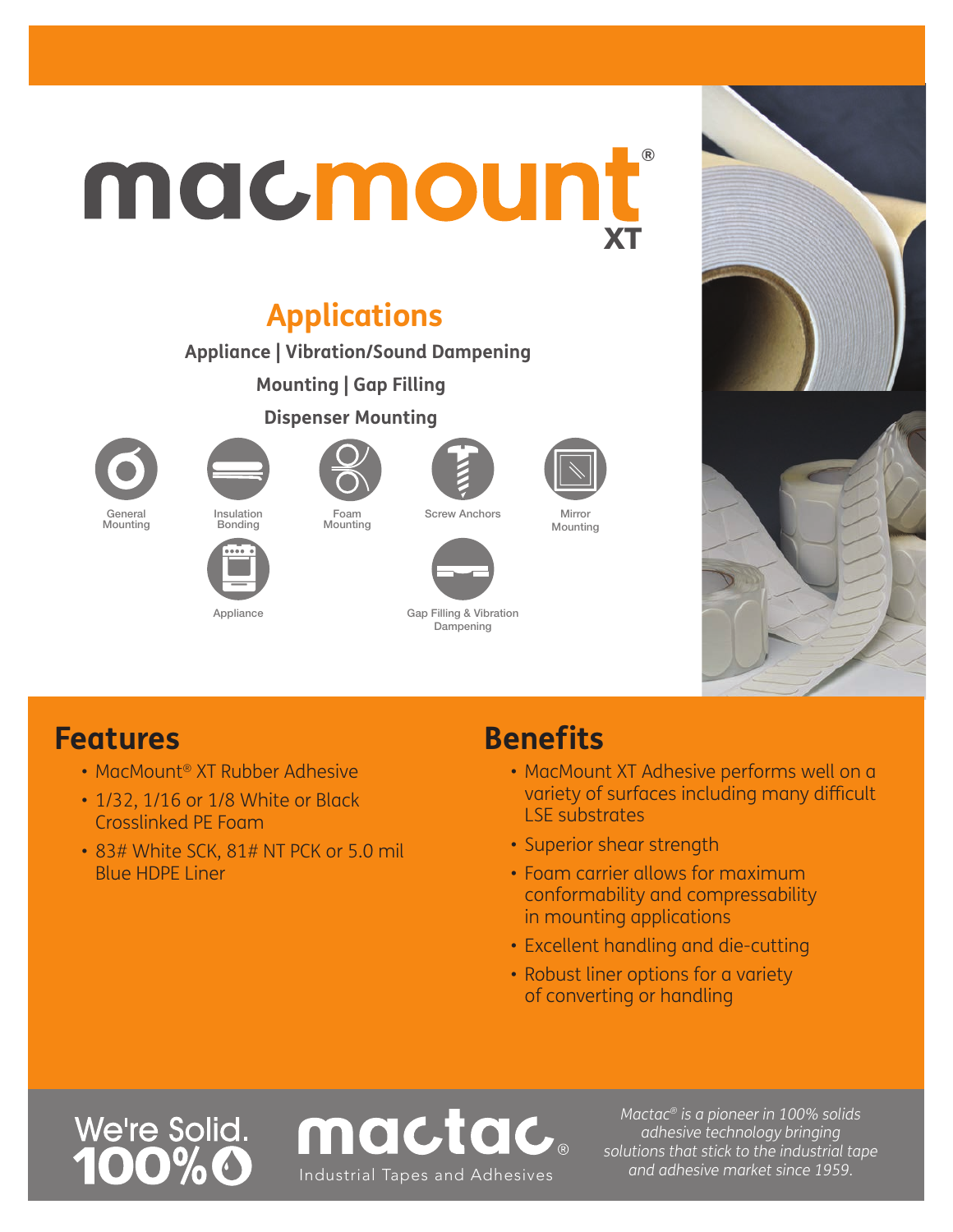# macmount® XT

## Applications

**Appliance | Vibration/Sound Dampening**

**Mounting | Gap Filling**

**Dispenser Mounting**

General Mounting

Insulation Bonding

Foam Mounting

Screw Anchors

Mirror Mounting

Appliance

Gap Filling & Vibration Dampening

## Features

- MacMount® XT Rubber Adhesive
- 1/32, 1/16 or 1/8 White or Black Crosslinked PE Foam
- 83# White SCK, 81# NT PCK or 5.0 mil Blue HDPE Liner

## Benefits

- MacMount XT Adhesive performs well on a variety of surfaces including many difficult LSE substrates
- Superior shear strength
- Foam carrier allows for maximum conformability and compressability in mounting applications
- Excellent handling and die-cutting
- Robust liner options for a variety of converting or handling

We're Solid. 100%

mactac® Industrial Tapes and Adhesives

*Mactac® is a pioneer in 100% solids adhesive technology bringing solutions that stick to the industrial tape and adhesive market since 1959.*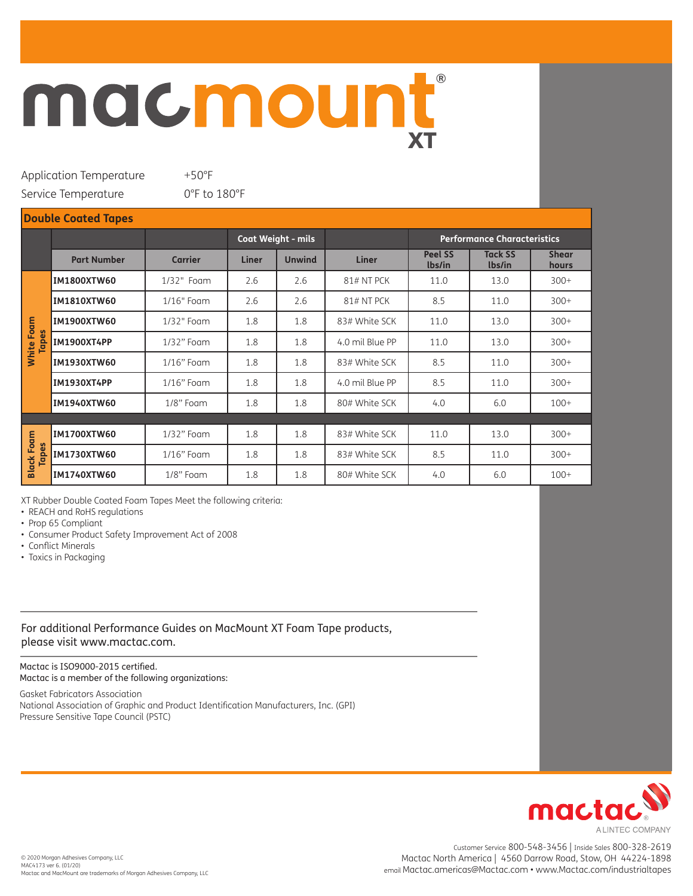# macmount XT

Application Temperature +50°F

Service Temperature 0°F to 180°F

## Double Coated Tapes

| | | | Coat Weight - mils | | | Performance Characteristics | | |
|---|---|---|---|---|---|---|---|---|
| | Part Number | Carrier | Liner | Unwind | Liner | Peel SS lbs/in | Tack SS lbs/in | Shear hours |
| White Foam Tapes | **IM1800XTW60** | 1/32" Foam | 2.6 | 2.6 | 81# NT PCK | 11.0 | 13.0 | 300+ |
| | **IM1810XTW60** | 1/16" Foam | 2.6 | 2.6 | 81# NT PCK | 8.5 | 11.0 | 300+ |
| | **IM1900XTW60** | 1/32" Foam | 1.8 | 1.8 | 83# White SCK | 11.0 | 13.0 | 300+ |
| | **IM1900XT4PP** | 1/32" Foam | 1.8 | 1.8 | 4.0 mil Blue PP | 11.0 | 13.0 | 300+ |
| | **IM1930XTW60** | 1/16" Foam | 1.8 | 1.8 | 83# White SCK | 8.5 | 11.0 | 300+ |
| | **IM1930XT4PP** | 1/16" Foam | 1.8 | 1.8 | 4.0 mil Blue PP | 8.5 | 11.0 | 300+ |
| | **IM1940XTW60** | 1/8" Foam | 1.8 | 1.8 | 80# White SCK | 4.0 | 6.0 | 100+ |
| Black Foam Tapes | **IM1700XTW60** | 1/32" Foam | 1.8 | 1.8 | 83# White SCK | 11.0 | 13.0 | 300+ |
| | **IM1730XTW60** | 1/16" Foam | 1.8 | 1.8 | 83# White SCK | 8.5 | 11.0 | 300+ |
| | **IM1740XTW60** | 1/8" Foam | 1.8 | 1.8 | 80# White SCK | 4.0 | 6.0 | 100+ |

XT Rubber Double Coated Foam Tapes Meet the following criteria:

- REACH and RoHS regulations
- Prop 65 Compliant
- Consumer Product Safety Improvement Act of 2008
- Conflict Minerals
- Toxics in Packaging

For additional Performance Guides on MacMount XT Foam Tape products, please visit www.mactac.com.

Mactac is ISO9000-2015 certified.
Mactac is a member of the following organizations:

Gasket Fabricators Association
National Association of Graphic and Product Identification Manufacturers, Inc. (GPI)
Pressure Sensitive Tape Council (PSTC)

mactac®
A LINTEC COMPANY

Customer Service 800-548-3456 | Inside Sales 800-328-2619
Mactac North America | 4560 Darrow Road, Stow, OH 44224-1898
email Mactac.americas@Mactac.com • www.Mactac.com/industrialtapes

© 2020 Morgan Adhesives Company, LLC
MAC4173 ver 6. (01/20)
Mactac and MacMount are trademarks of Morgan Adhesives Company, LLC